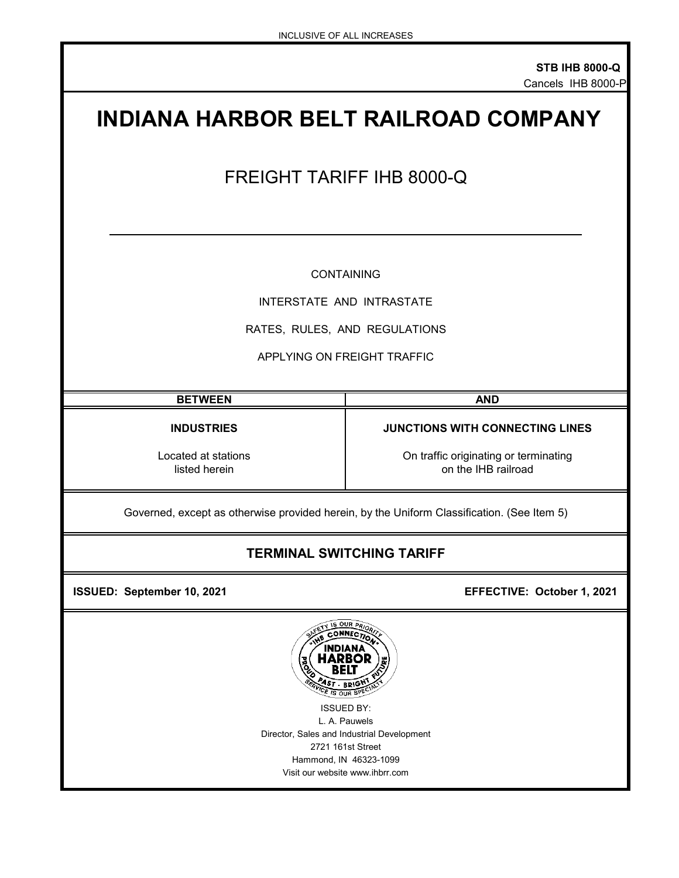INCLUSIVE OF ALL INCREASES

**STB IHB 8000-Q**
Cancels IHB 8000-P

# INDIANA HARBOR BELT RAILROAD COMPANY

## FREIGHT TARIFF IHB 8000-Q

CONTAINING

INTERSTATE AND INTRASTATE

RATES, RULES, AND REGULATIONS

APPLYING ON FREIGHT TRAFFIC

| BETWEEN | AND |
| --- | --- |
| **INDUSTRIES**<br><br>Located at stations listed herein | **JUNCTIONS WITH CONNECTING LINES**<br><br>On traffic originating or terminating on the IHB railroad |

Governed, except as otherwise provided herein, by the Uniform Classification. (See Item 5)

### TERMINAL SWITCHING TARIFF

**ISSUED: September 10, 2021** **EFFECTIVE: October 1, 2021**

ISSUED BY:
L. A. Pauwels
Director, Sales and Industrial Development
2721 161st Street
Hammond, IN 46323-1099
Visit our website www.ihbrr.com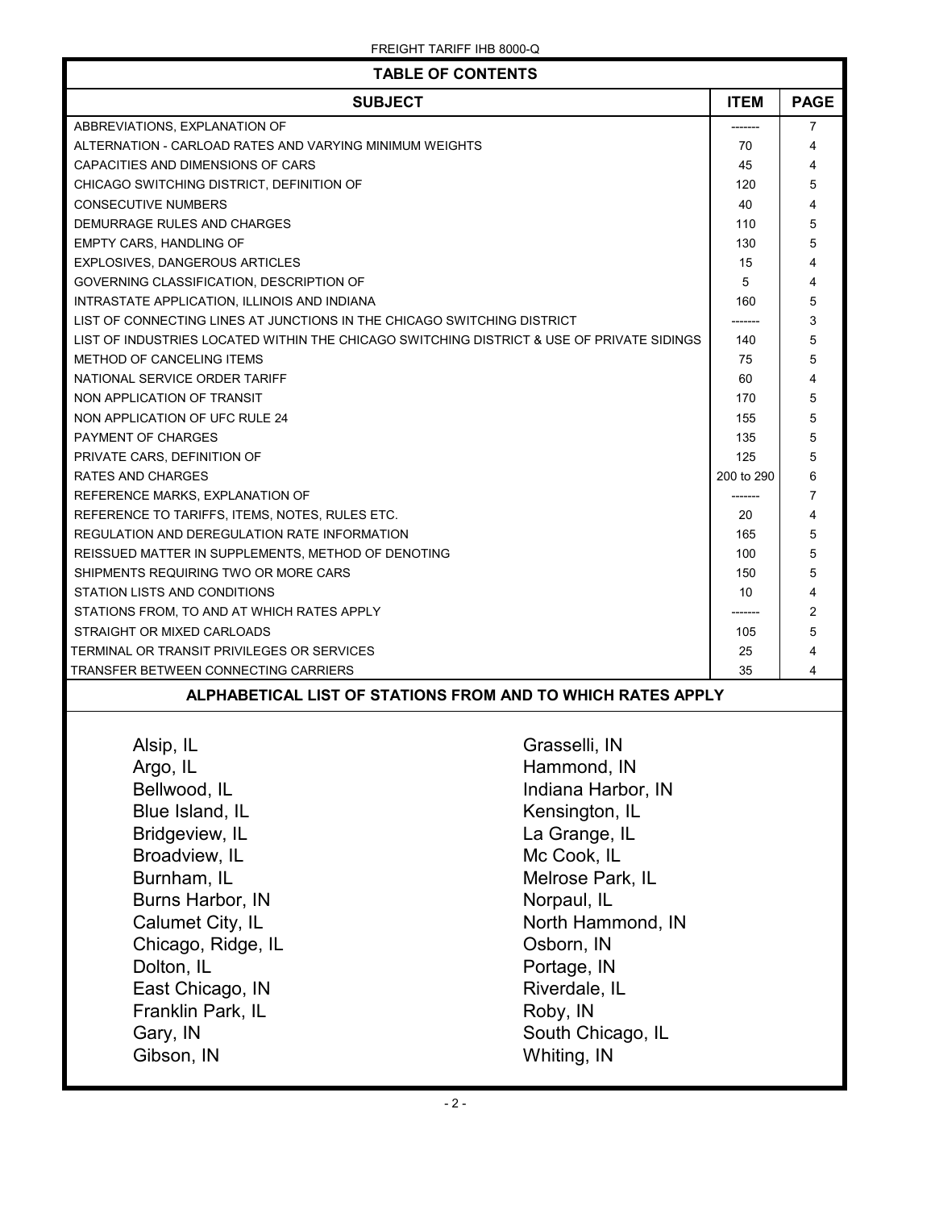## TABLE OF CONTENTS

| SUBJECT | ITEM | PAGE |
|---|---|---|
| ABBREVIATIONS, EXPLANATION OF | ------- | 7 |
| ALTERNATION - CARLOAD RATES AND VARYING MINIMUM WEIGHTS | 70 | 4 |
| CAPACITIES AND DIMENSIONS OF CARS | 45 | 4 |
| CHICAGO SWITCHING DISTRICT, DEFINITION OF | 120 | 5 |
| CONSECUTIVE NUMBERS | 40 | 4 |
| DEMURRAGE RULES AND CHARGES | 110 | 5 |
| EMPTY CARS, HANDLING OF | 130 | 5 |
| EXPLOSIVES, DANGEROUS ARTICLES | 15 | 4 |
| GOVERNING CLASSIFICATION, DESCRIPTION OF | 5 | 4 |
| INTRASTATE APPLICATION, ILLINOIS AND INDIANA | 160 | 5 |
| LIST OF CONNECTING LINES AT JUNCTIONS IN THE CHICAGO SWITCHING DISTRICT | ------- | 3 |
| LIST OF INDUSTRIES LOCATED WITHIN THE CHICAGO SWITCHING DISTRICT & USE OF PRIVATE SIDINGS | 140 | 5 |
| METHOD OF CANCELING ITEMS | 75 | 5 |
| NATIONAL SERVICE ORDER TARIFF | 60 | 4 |
| NON APPLICATION OF TRANSIT | 170 | 5 |
| NON APPLICATION OF UFC RULE 24 | 155 | 5 |
| PAYMENT OF CHARGES | 135 | 5 |
| PRIVATE CARS, DEFINITION OF | 125 | 5 |
| RATES AND CHARGES | 200 to 290 | 6 |
| REFERENCE MARKS, EXPLANATION OF | ------- | 7 |
| REFERENCE TO TARIFFS, ITEMS, NOTES, RULES ETC. | 20 | 4 |
| REGULATION AND DEREGULATION RATE INFORMATION | 165 | 5 |
| REISSUED MATTER IN SUPPLEMENTS, METHOD OF DENOTING | 100 | 5 |
| SHIPMENTS REQUIRING TWO OR MORE CARS | 150 | 5 |
| STATION LISTS AND CONDITIONS | 10 | 4 |
| STATIONS FROM, TO AND AT WHICH RATES APPLY | ------- | 2 |
| STRAIGHT OR MIXED CARLOADS | 105 | 5 |
| TERMINAL OR TRANSIT PRIVILEGES OR SERVICES | 25 | 4 |
| TRANSFER BETWEEN CONNECTING CARRIERS | 35 | 4 |

## ALPHABETICAL LIST OF STATIONS FROM AND TO WHICH RATES APPLY

- Alsip, IL
- Argo, IL
- Bellwood, IL
- Blue Island, IL
- Bridgeview, IL
- Broadview, IL
- Burnham, IL
- Burns Harbor, IN
- Calumet City, IL
- Chicago, Ridge, IL
- Dolton, IL
- East Chicago, IN
- Franklin Park, IL
- Gary, IN
- Gibson, IN
- Grasselli, IN
- Hammond, IN
- Indiana Harbor, IN
- Kensington, IL
- La Grange, IL
- Mc Cook, IL
- Melrose Park, IL
- Norpaul, IL
- North Hammond, IN
- Osborn, IN
- Portage, IN
- Riverdale, IL
- Roby, IN
- South Chicago, IL
- Whiting, IN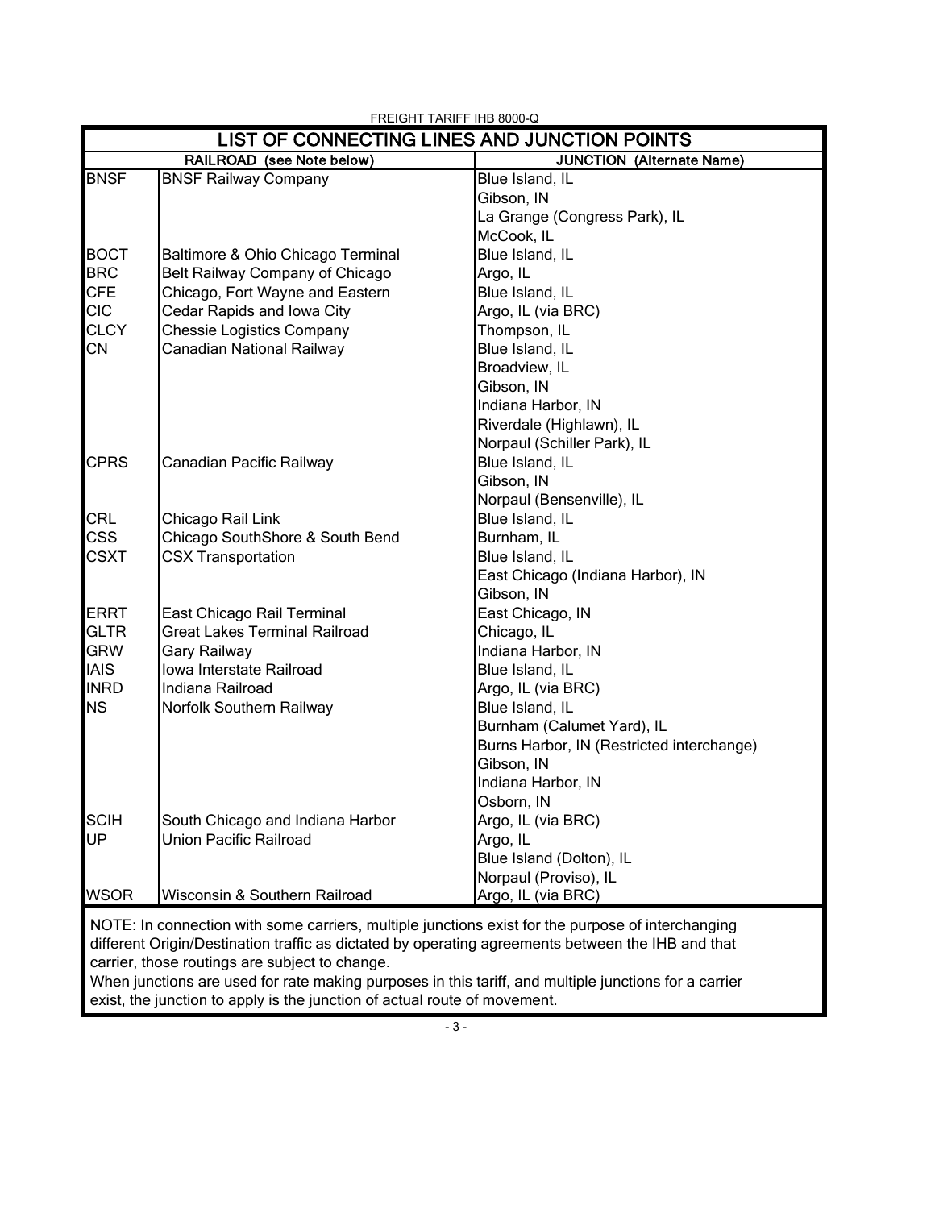FREIGHT TARIFF IHB 8000-Q

## LIST OF CONNECTING LINES AND JUNCTION POINTS

| RAILROAD (see Note below) | | JUNCTION (Alternate Name) |
|---|---|---|
| BNSF | BNSF Railway Company | Blue Island, IL |
| | | Gibson, IN |
| | | La Grange (Congress Park), IL |
| | | McCook, IL |
| BOCT | Baltimore & Ohio Chicago Terminal | Blue Island, IL |
| BRC | Belt Railway Company of Chicago | Argo, IL |
| CFE | Chicago, Fort Wayne and Eastern | Blue Island, IL |
| CIC | Cedar Rapids and Iowa City | Argo, IL (via BRC) |
| CLCY | Chessie Logistics Company | Thompson, IL |
| CN | Canadian National Railway | Blue Island, IL |
| | | Broadview, IL |
| | | Gibson, IN |
| | | Indiana Harbor, IN |
| | | Riverdale (Highlawn), IL |
| | | Norpaul (Schiller Park), IL |
| CPRS | Canadian Pacific Railway | Blue Island, IL |
| | | Gibson, IN |
| | | Norpaul (Bensenville), IL |
| CRL | Chicago Rail Link | Blue Island, IL |
| CSS | Chicago SouthShore & South Bend | Burnham, IL |
| CSXT | CSX Transportation | Blue Island, IL |
| | | East Chicago (Indiana Harbor), IN |
| | | Gibson, IN |
| ERRT | East Chicago Rail Terminal | East Chicago, IN |
| GLTR | Great Lakes Terminal Railroad | Chicago, IL |
| GRW | Gary Railway | Indiana Harbor, IN |
| IAIS | Iowa Interstate Railroad | Blue Island, IL |
| INRD | Indiana Railroad | Argo, IL (via BRC) |
| NS | Norfolk Southern Railway | Blue Island, IL |
| | | Burnham (Calumet Yard), IL |
| | | Burns Harbor, IN (Restricted interchange) |
| | | Gibson, IN |
| | | Indiana Harbor, IN |
| | | Osborn, IN |
| SCIH | South Chicago and Indiana Harbor | Argo, IL (via BRC) |
| UP | Union Pacific Railroad | Argo, IL |
| | | Blue Island (Dolton), IL |
| | | Norpaul (Proviso), IL |
| WSOR | Wisconsin & Southern Railroad | Argo, IL (via BRC) |

NOTE: In connection with some carriers, multiple junctions exist for the purpose of interchanging different Origin/Destination traffic as dictated by operating agreements between the IHB and that carrier, those routings are subject to change.
When junctions are used for rate making purposes in this tariff, and multiple junctions for a carrier exist, the junction to apply is the junction of actual route of movement.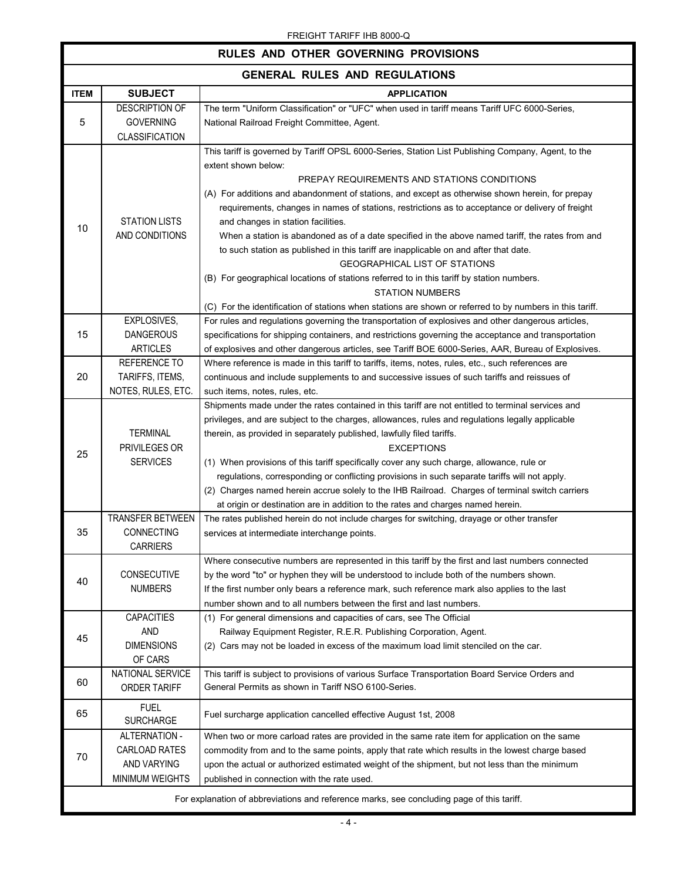FREIGHT TARIFF IHB 8000-Q

# RULES AND OTHER GOVERNING PROVISIONS

## GENERAL RULES AND REGULATIONS

| ITEM | SUBJECT | APPLICATION |
|---|---|---|
| 5 | DESCRIPTION OF GOVERNING CLASSIFICATION | The term "Uniform Classification" or "UFC" when used in tariff means Tariff UFC 6000-Series, National Railroad Freight Committee, Agent. |
| 10 | STATION LISTS AND CONDITIONS | This tariff is governed by Tariff OPSL 6000-Series, Station List Publishing Company, Agent, to the extent shown below:<br>PREPAY REQUIREMENTS AND STATIONS CONDITIONS<br>(A) For additions and abandonment of stations, and except as otherwise shown herein, for prepay requirements, changes in names of stations, restrictions as to acceptance or delivery of freight and changes in station facilities.<br>When a station is abandoned as of a date specified in the above named tariff, the rates from and to such station as published in this tariff are inapplicable on and after that date.<br>GEOGRAPHICAL LIST OF STATIONS<br>(B) For geographical locations of stations referred to in this tariff by station numbers.<br>STATION NUMBERS<br>(C) For the identification of stations when stations are shown or referred to by numbers in this tariff. |
| 15 | EXPLOSIVES, DANGEROUS ARTICLES | For rules and regulations governing the transportation of explosives and other dangerous articles, specifications for shipping containers, and restrictions governing the acceptance and transportation of explosives and other dangerous articles, see Tariff BOE 6000-Series, AAR, Bureau of Explosives. |
| 20 | REFERENCE TO TARIFFS, ITEMS, NOTES, RULES, ETC. | Where reference is made in this tariff to tariffs, items, notes, rules, etc., such references are continuous and include supplements to and successive issues of such tariffs and reissues of such items, notes, rules, etc. |
| 25 | TERMINAL PRIVILEGES OR SERVICES | Shipments made under the rates contained in this tariff are not entitled to terminal services and privileges, and are subject to the charges, allowances, rules and regulations legally applicable therein, as provided in separately published, lawfully filed tariffs.<br>EXCEPTIONS<br>(1) When provisions of this tariff specifically cover any such charge, allowance, rule or regulations, corresponding or conflicting provisions in such separate tariffs will not apply.<br>(2) Charges named herein accrue solely to the IHB Railroad. Charges of terminal switch carriers at origin or destination are in addition to the rates and charges named herein. |
| 35 | TRANSFER BETWEEN CONNECTING CARRIERS | The rates published herein do not include charges for switching, drayage or other transfer services at intermediate interchange points. |
| 40 | CONSECUTIVE NUMBERS | Where consecutive numbers are represented in this tariff by the first and last numbers connected by the word "to" or hyphen they will be understood to include both of the numbers shown.<br>If the first number only bears a reference mark, such reference mark also applies to the last number shown and to all numbers between the first and last numbers. |
| 45 | CAPACITIES AND DIMENSIONS OF CARS | (1) For general dimensions and capacities of cars, see The Official Railway Equipment Register, R.E.R. Publishing Corporation, Agent.<br>(2) Cars may not be loaded in excess of the maximum load limit stenciled on the car. |
| 60 | NATIONAL SERVICE ORDER TARIFF | This tariff is subject to provisions of various Surface Transportation Board Service Orders and General Permits as shown in Tariff NSO 6100-Series. |
| 65 | FUEL SURCHARGE | Fuel surcharge application cancelled effective August 1st, 2008 |
| 70 | ALTERNATION - CARLOAD RATES AND VARYING MINIMUM WEIGHTS | When two or more carload rates are provided in the same rate item for application on the same commodity from and to the same points, apply that rate which results in the lowest charge based upon the actual or authorized estimated weight of the shipment, but not less than the minimum published in connection with the rate used. |

For explanation of abbreviations and reference marks, see concluding page of this tariff.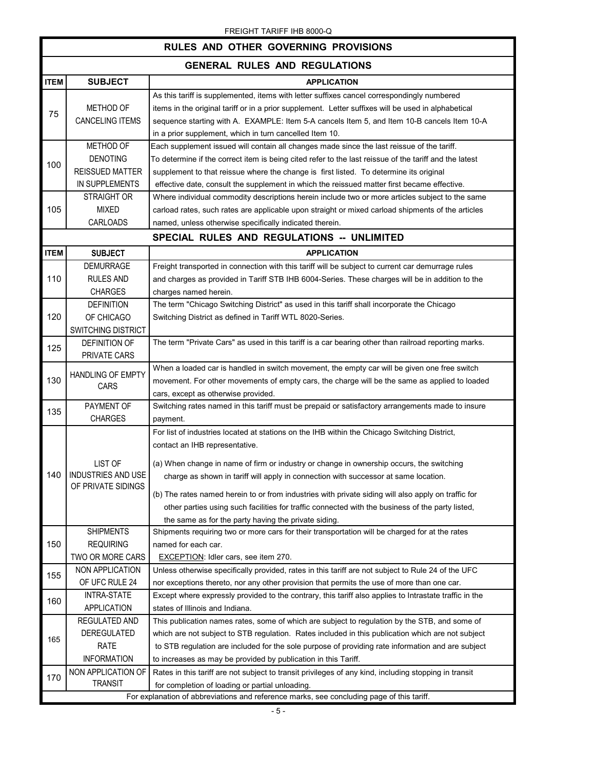## RULES AND OTHER GOVERNING PROVISIONS

### GENERAL RULES AND REGULATIONS

| ITEM | SUBJECT | APPLICATION |
|---|---|---|
| 75 | METHOD OF CANCELING ITEMS | As this tariff is supplemented, items with letter suffixes cancel correspondingly numbered items in the original tariff or in a prior supplement. Letter suffixes will be used in alphabetical sequence starting with A. EXAMPLE: Item 5-A cancels Item 5, and Item 10-B cancels Item 10-A in a prior supplement, which in turn cancelled Item 10. |
| 100 | METHOD OF DENOTING REISSUED MATTER IN SUPPLEMENTS | Each supplement issued will contain all changes made since the last reissue of the tariff. To determine if the correct item is being cited refer to the last reissue of the tariff and the latest supplement to that reissue where the change is first listed. To determine its original effective date, consult the supplement in which the reissued matter first became effective. |
| 105 | STRAIGHT OR MIXED CARLOADS | Where individual commodity descriptions herein include two or more articles subject to the same carload rates, such rates are applicable upon straight or mixed carload shipments of the articles named, unless otherwise specifically indicated therein. |

### SPECIAL RULES AND REGULATIONS -- UNLIMITED

| ITEM | SUBJECT | APPLICATION |
|---|---|---|
| 110 | DEMURRAGE RULES AND CHARGES | Freight transported in connection with this tariff will be subject to current car demurrage rules and charges as provided in Tariff STB IHB 6004-Series. These charges will be in addition to the charges named herein. |
| 120 | DEFINITION OF CHICAGO SWITCHING DISTRICT | The term "Chicago Switching District" as used in this tariff shall incorporate the Chicago Switching District as defined in Tariff WTL 8020-Series. |
| 125 | DEFINITION OF PRIVATE CARS | The term "Private Cars" as used in this tariff is a car bearing other than railroad reporting marks. |
| 130 | HANDLING OF EMPTY CARS | When a loaded car is handled in switch movement, the empty car will be given one free switch movement. For other movements of empty cars, the charge will be the same as applied to loaded cars, except as otherwise provided. |
| 135 | PAYMENT OF CHARGES | Switching rates named in this tariff must be prepaid or satisfactory arrangements made to insure payment. |
| 140 | LIST OF INDUSTRIES AND USE OF PRIVATE SIDINGS | For list of industries located at stations on the IHB within the Chicago Switching District, contact an IHB representative.<br><br>(a) When change in name of firm or industry or change in ownership occurs, the switching charge as shown in tariff will apply in connection with successor at same location.<br><br>(b) The rates named herein to or from industries with private siding will also apply on traffic for other parties using such facilities for traffic connected with the business of the party listed, the same as for the party having the private siding. |
| 150 | SHIPMENTS REQUIRING TWO OR MORE CARS | Shipments requiring two or more cars for their transportation will be charged for at the rates named for each car.<br>EXCEPTION: Idler cars, see item 270. |
| 155 | NON APPLICATION OF UFC RULE 24 | Unless otherwise specifically provided, rates in this tariff are not subject to Rule 24 of the UFC nor exceptions thereto, nor any other provision that permits the use of more than one car. |
| 160 | INTRA-STATE APPLICATION | Except where expressly provided to the contrary, this tariff also applies to Intrastate traffic in the states of Illinois and Indiana. |
| 165 | REGULATED AND DEREGULATED RATE INFORMATION | This publication names rates, some of which are subject to regulation by the STB, and some of which are not subject to STB regulation. Rates included in this publication which are not subject to STB regulation are included for the sole purpose of providing rate information and are subject to increases as may be provided by publication in this Tariff. |
| 170 | NON APPLICATION OF TRANSIT | Rates in this tariff are not subject to transit privileges of any kind, including stopping in transit for completion of loading or partial unloading. |

For explanation of abbreviations and reference marks, see concluding page of this tariff.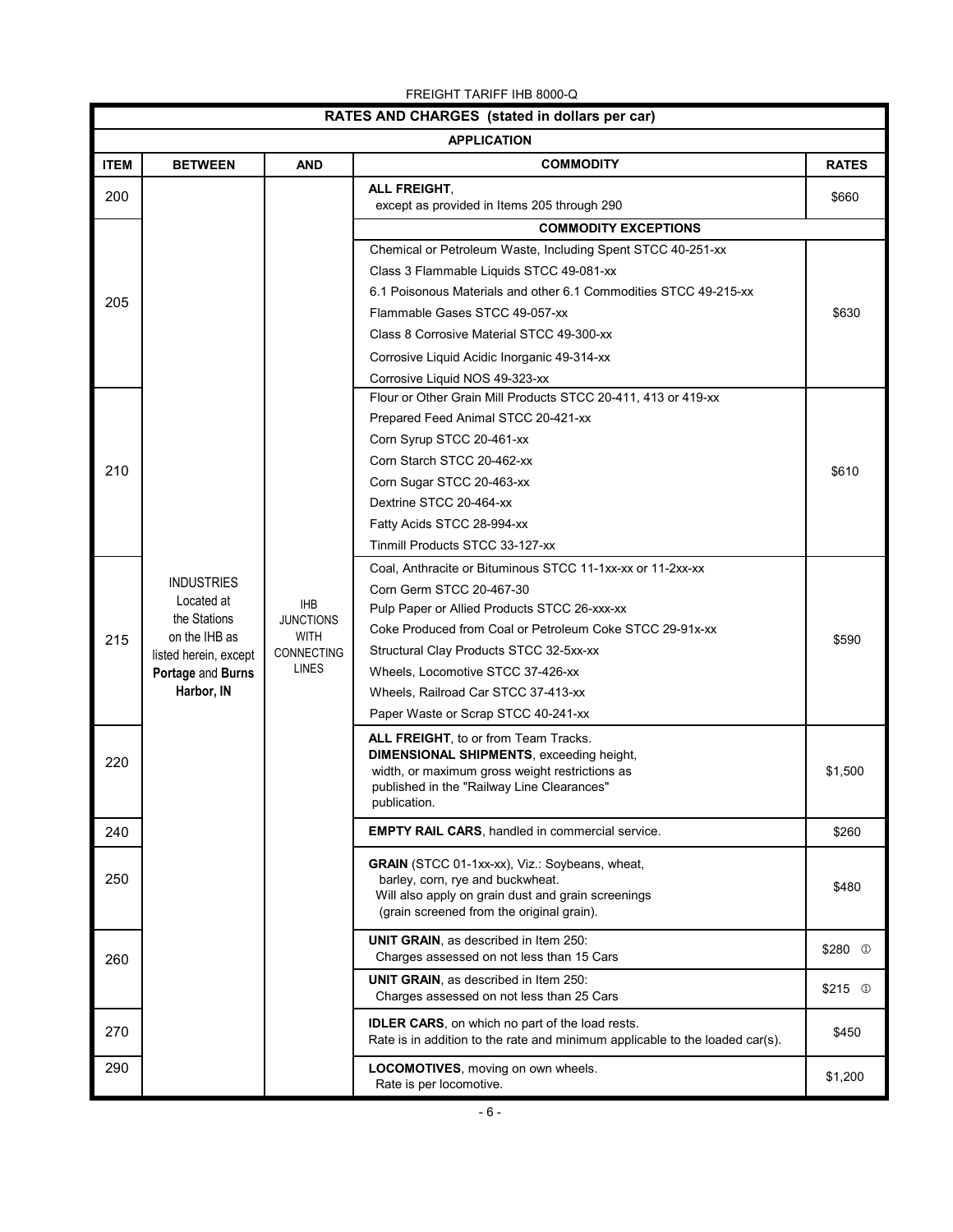FREIGHT TARIFF IHB 8000-Q

| RATES AND CHARGES (stated in dollars per car) | | | | |
|---|---|---|---|---|
| **APPLICATION** | | | | |
| **ITEM** | **BETWEEN** | **AND** | **COMMODITY** | **RATES** |
| 200 | INDUSTRIES Located at the Stations on the IHB as listed herein, except **Portage** and **Burns Harbor, IN** | IHB JUNCTIONS WITH CONNECTING LINES | **ALL FREIGHT**, except as provided in Items 205 through 290 | $660 |
| | | | **COMMODITY EXCEPTIONS** | |
| 205 | | | Chemical or Petroleum Waste, Including Spent STCC 40-251-xx<br>Class 3 Flammable Liquids STCC 49-081-xx<br>6.1 Poisonous Materials and other 6.1 Commodities STCC 49-215-xx<br>Flammable Gases STCC 49-057-xx<br>Class 8 Corrosive Material STCC 49-300-xx<br>Corrosive Liquid Acidic Inorganic 49-314-xx<br>Corrosive Liquid NOS 49-323-xx | $630 |
| 210 | | | Flour or Other Grain Mill Products STCC 20-411, 413 or 419-xx<br>Prepared Feed Animal STCC 20-421-xx<br>Corn Syrup STCC 20-461-xx<br>Corn Starch STCC 20-462-xx<br>Corn Sugar STCC 20-463-xx<br>Dextrine STCC 20-464-xx<br>Fatty Acids STCC 28-994-xx<br>Tinmill Products STCC 33-127-xx | $610 |
| 215 | | | Coal, Anthracite or Bituminous STCC 11-1xx-xx or 11-2xx-xx<br>Corn Germ STCC 20-467-30<br>Pulp Paper or Allied Products STCC 26-xxx-xx<br>Coke Produced from Coal or Petroleum Coke STCC 29-91x-xx<br>Structural Clay Products STCC 32-5xx-xx<br>Wheels, Locomotive STCC 37-426-xx<br>Wheels, Railroad Car STCC 37-413-xx<br>Paper Waste or Scrap STCC 40-241-xx | $590 |
| 220 | | | **ALL FREIGHT**, to or from Team Tracks.<br>**DIMENSIONAL SHIPMENTS**, exceeding height, width, or maximum gross weight restrictions as published in the "Railway Line Clearances" publication. | $1,500 |
| 240 | | | **EMPTY RAIL CARS**, handled in commercial service. | $260 |
| 250 | | | **GRAIN** (STCC 01-1xx-xx), Viz.: Soybeans, wheat, barley, corn, rye and buckwheat.<br>Will also apply on grain dust and grain screenings (grain screened from the original grain). | $480 |
| 260 | | | **UNIT GRAIN**, as described in Item 250: Charges assessed on not less than 15 Cars | $280 ① |
| | | | **UNIT GRAIN**, as described in Item 250: Charges assessed on not less than 25 Cars | $215 ① |
| 270 | | | **IDLER CARS**, on which no part of the load rests.<br>Rate is in addition to the rate and minimum applicable to the loaded car(s). | $450 |
| 290 | | | **LOCOMOTIVES**, moving on own wheels.<br>Rate is per locomotive. | $1,200 |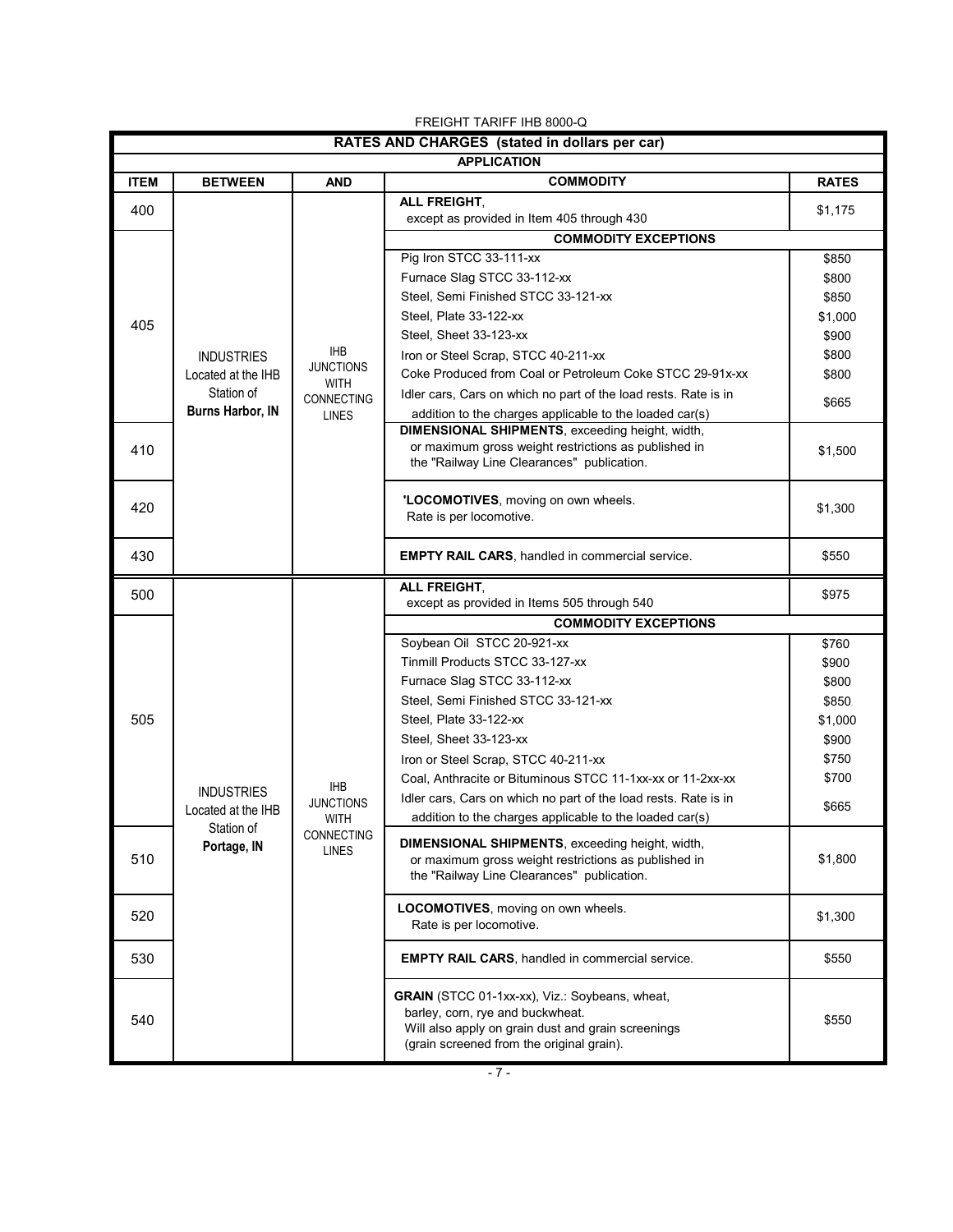FREIGHT TARIFF IHB 8000-Q

| RATES AND CHARGES (stated in dollars per car) | | | | |
|---|---|---|---|---|
| APPLICATION | | | | |
| ITEM | BETWEEN | AND | COMMODITY | RATES |
| 400 | INDUSTRIES Located at the IHB Station of **Burns Harbor, IN** | IHB JUNCTIONS WITH CONNECTING LINES | **ALL FREIGHT**, except as provided in Item 405 through 430 | $1,175 |
| 405 | | | **COMMODITY EXCEPTIONS** | |
| | | | Pig Iron STCC 33-111-xx | $850 |
| | | | Furnace Slag STCC 33-112-xx | $800 |
| | | | Steel, Semi Finished STCC 33-121-xx | $850 |
| | | | Steel, Plate 33-122-xx | $1,000 |
| | | | Steel, Sheet 33-123-xx | $900 |
| | | | Iron or Steel Scrap, STCC 40-211-xx | $800 |
| | | | Coke Produced from Coal or Petroleum Coke STCC 29-91x-xx | $800 |
| | | | Idler cars, Cars on which no part of the load rests. Rate is in addition to the charges applicable to the loaded car(s) | $665 |
| 410 | | | **DIMENSIONAL SHIPMENTS**, exceeding height, width, or maximum gross weight restrictions as published in the "Railway Line Clearances" publication. | $1,500 |
| 420 | | | '**LOCOMOTIVES**, moving on own wheels. Rate is per locomotive. | $1,300 |
| 430 | | | **EMPTY RAIL CARS**, handled in commercial service. | $550 |
| 500 | INDUSTRIES Located at the IHB Station of **Portage, IN** | IHB JUNCTIONS WITH CONNECTING LINES | **ALL FREIGHT**, except as provided in Items 505 through 540 | $975 |
| 505 | | | **COMMODITY EXCEPTIONS** | |
| | | | Soybean Oil STCC 20-921-xx | $760 |
| | | | Tinmill Products STCC 33-127-xx | $900 |
| | | | Furnace Slag STCC 33-112-xx | $800 |
| | | | Steel, Semi Finished STCC 33-121-xx | $850 |
| | | | Steel, Plate 33-122-xx | $1,000 |
| | | | Steel, Sheet 33-123-xx | $900 |
| | | | Iron or Steel Scrap, STCC 40-211-xx | $750 |
| | | | Coal, Anthracite or Bituminous STCC 11-1xx-xx or 11-2xx-xx | $700 |
| | | | Idler cars, Cars on which no part of the load rests. Rate is in addition to the charges applicable to the loaded car(s) | $665 |
| 510 | | | **DIMENSIONAL SHIPMENTS**, exceeding height, width, or maximum gross weight restrictions as published in the "Railway Line Clearances" publication. | $1,800 |
| 520 | | | **LOCOMOTIVES**, moving on own wheels. Rate is per locomotive. | $1,300 |
| 530 | | | **EMPTY RAIL CARS**, handled in commercial service. | $550 |
| 540 | | | **GRAIN** (STCC 01-1xx-xx), Viz.: Soybeans, wheat, barley, corn, rye and buckwheat. Will also apply on grain dust and grain screenings (grain screened from the original grain). | $550 |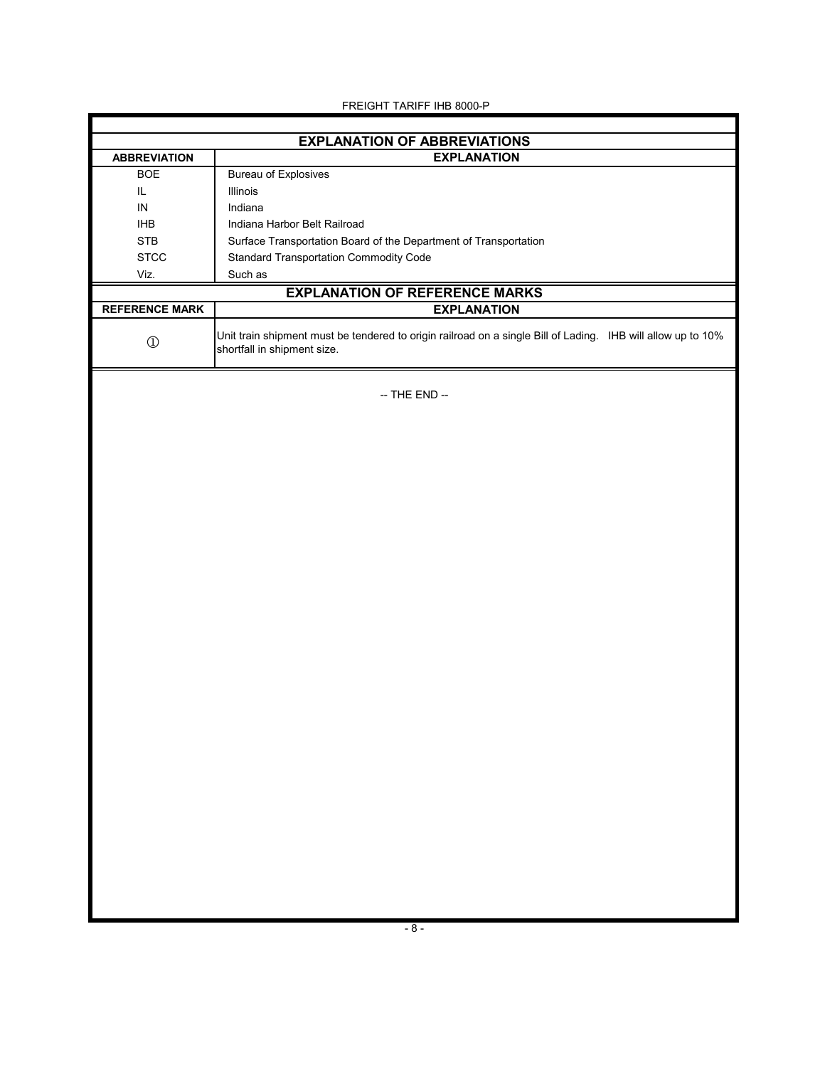## EXPLANATION OF ABBREVIATIONS

| ABBREVIATION | EXPLANATION |
|---|---|
| BOE | Bureau of Explosives |
| IL | Illinois |
| IN | Indiana |
| IHB | Indiana Harbor Belt Railroad |
| STB | Surface Transportation Board of the Department of Transportation |
| STCC | Standard Transportation Commodity Code |
| Viz. | Such as |

## EXPLANATION OF REFERENCE MARKS

| REFERENCE MARK | EXPLANATION |
|---|---|
| ① | Unit train shipment must be tendered to origin railroad on a single Bill of Lading. IHB will allow up to 10% shortfall in shipment size. |

-- THE END --